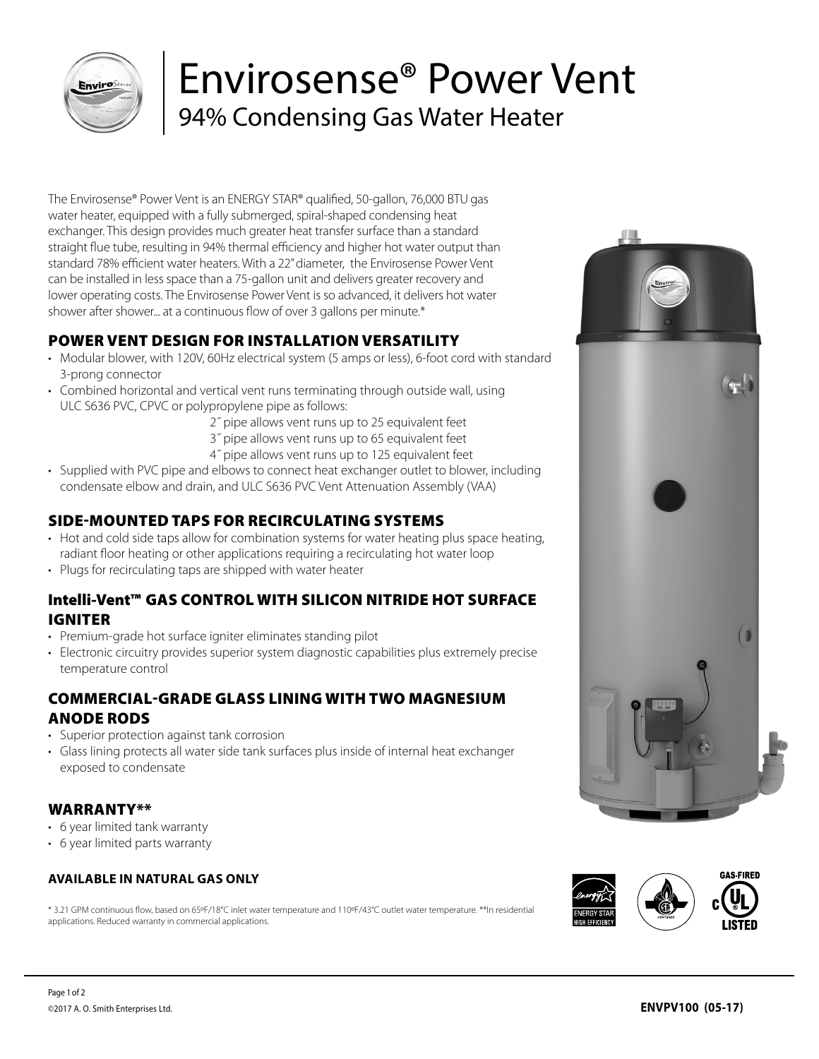# Envirosense® Power Vent

## 94% Condensing Gas Water Heater

The Envirosense® Power Vent is an ENERGY STAR® qualified, 50-gallon, 76,000 BTU gas water heater, equipped with a fully submerged, spiral-shaped condensing heat exchanger. This design provides much greater heat transfer surface than a standard straight flue tube, resulting in 94% thermal efficiency and higher hot water output than standard 78% efficient water heaters. With a 22" diameter, the Envirosense Power Vent can be installed in less space than a 75-gallon unit and delivers greater recovery and lower operating costs. The Envirosense Power Vent is so advanced, it delivers hot water shower after shower... at a continuous flow of over 3 gallons per minute.*

### POWER VENT DESIGN FOR INSTALLATION VERSATILITY

- Modular blower, with 120V, 60Hz electrical system (5 amps or less), 6-foot cord with standard 3-prong connector
- Combined horizontal and vertical vent runs terminating through outside wall, using ULC S636 PVC, CPVC or polypropylene pipe as follows:
  - 2″ pipe allows vent runs up to 25 equivalent feet
  - 3″ pipe allows vent runs up to 65 equivalent feet
  - 4″ pipe allows vent runs up to 125 equivalent feet
- Supplied with PVC pipe and elbows to connect heat exchanger outlet to blower, including condensate elbow and drain, and ULC S636 PVC Vent Attenuation Assembly (VAA)

### SIDE-MOUNTED TAPS FOR RECIRCULATING SYSTEMS

- Hot and cold side taps allow for combination systems for water heating plus space heating, radiant floor heating or other applications requiring a recirculating hot water loop
- Plugs for recirculating taps are shipped with water heater

### Intelli-Vent™ GAS CONTROL WITH SILICON NITRIDE HOT SURFACE IGNITER

- Premium-grade hot surface igniter eliminates standing pilot
- Electronic circuitry provides superior system diagnostic capabilities plus extremely precise temperature control

### COMMERCIAL-GRADE GLASS LINING WITH TWO MAGNESIUM ANODE RODS

- Superior protection against tank corrosion
- Glass lining protects all water side tank surfaces plus inside of internal heat exchanger exposed to condensate

### WARRANTY**

- 6 year limited tank warranty
- 6 year limited parts warranty

**AVAILABLE IN NATURAL GAS ONLY**

* 3.21 GPM continuous flow, based on 65ºF/18°C inlet water temperature and 110ºF/43°C outlet water temperature. **In residential applications. Reduced warranty in commercial applications.

©2017 A. O. Smith Enterprises Ltd.

**ENVPV100 (05-17)**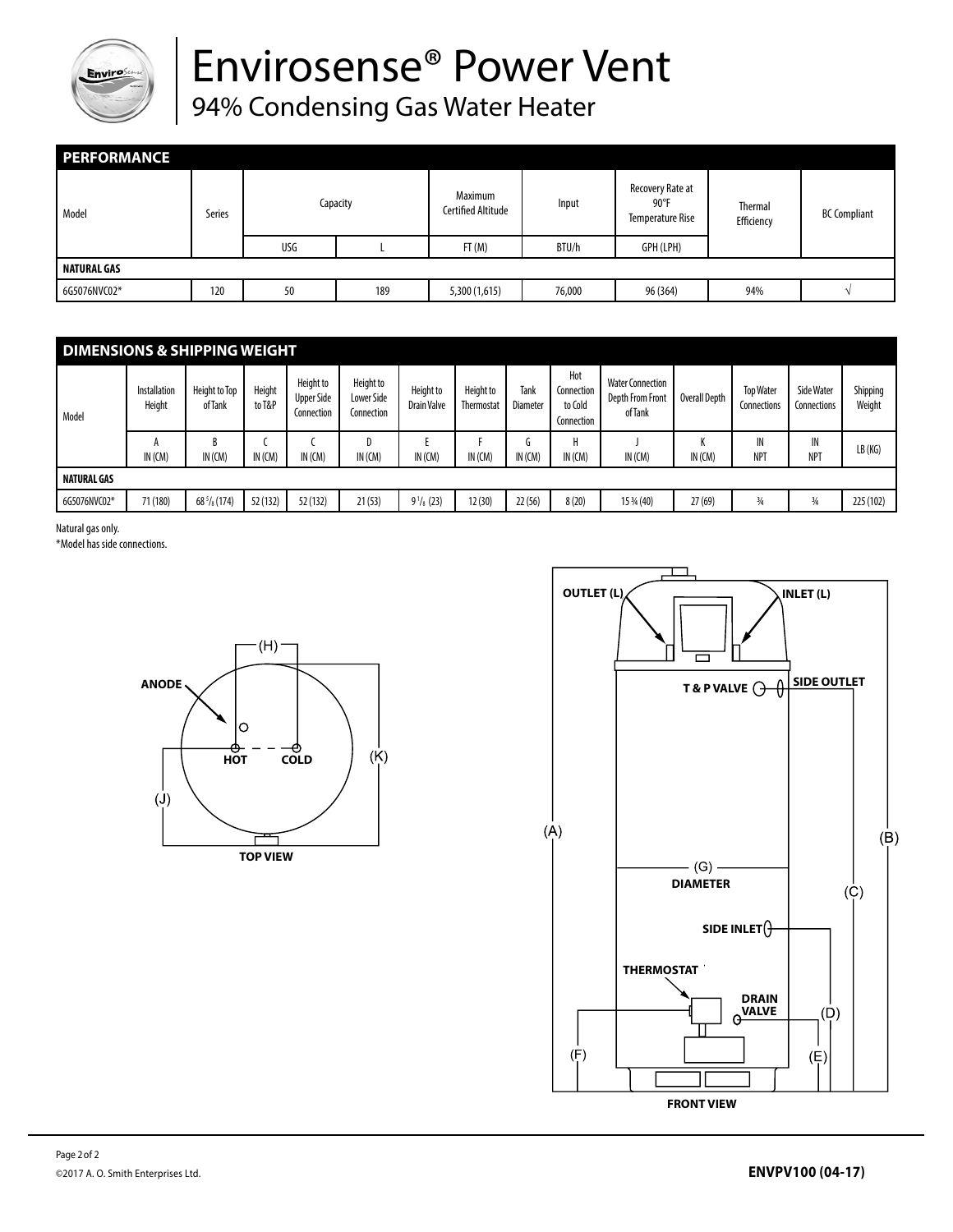# Envirosense® Power Vent

## 94% Condensing Gas Water Heater

### PERFORMANCE

| Model | Series | Capacity | | Maximum Certified Altitude | Input | Recovery Rate at 90°F Temperature Rise | Thermal Efficiency | BC Compliant |
|---|---|---|---|---|---|---|---|---|
| | | USG | L | FT (M) | BTU/h | GPH (LPH) | | |
| **NATURAL GAS** | | | | | | | | |
| 6G5076NVC02* | 120 | 50 | 189 | 5,300 (1,615) | 76,000 | 96 (364) | 94% | √ |

### DIMENSIONS & SHIPPING WEIGHT

| Model | Installation Height | Height to Top of Tank | Height to T&P | Height to Upper Side Connection | Height to Lower Side Connection | Height to Drain Valve | Height to Thermostat | Tank Diameter | Hot Connection to Cold Connection | Water Connection Depth From Front of Tank | Overall Depth | Top Water Connections | Side Water Connections | Shipping Weight |
|---|---|---|---|---|---|---|---|---|---|---|---|---|---|---|
| | A IN (CM) | B IN (CM) | C IN (CM) | C IN (CM) | D IN (CM) | E IN (CM) | F IN (CM) | G IN (CM) | H IN (CM) | J IN (CM) | K IN (CM) | IN NPT | IN NPT | LB (KG) |
| **NATURAL GAS** | | | | | | | | | | | | | | |
| 6G5076NVC02* | 71 (180) | 68 5/8 (174) | 52 (132) | 52 (132) | 21 (53) | 9 1/8 (23) | 12 (30) | 22 (56) | 8 (20) | 15 ¾ (40) | 27 (69) | ¾ | ¾ | 225 (102) |

Natural gas only.

*Model has side connections.

(H)
ANODE
HOT
COLD
(K)
(J)
TOP VIEW

OUTLET (L)
INLET (L)
T & P VALVE
SIDE OUTLET
(A)
(B)
(G)
DIAMETER
(C)
SIDE INLET
THERMOSTAT
DRAIN VALVE
(D)
(F)
(E)
FRONT VIEW

©2017 A. O. Smith Enterprises Ltd.

**ENVPV100 (04-17)**